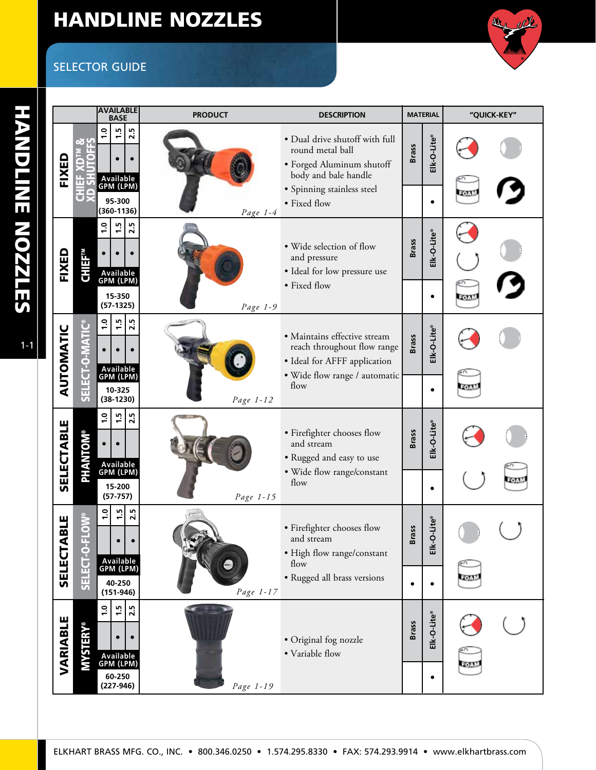# HANDLINE NOZZLES

## SELECTOR GUIDE

| Type | Product Name | Available Base 1.0 | Available Base 1.5 | Available Base 2.5 | Available GPM (LPM) | Description | Brass | Elk-O-Lite® | Page |
|---|---|---|---|---|---|---|---|---|---|
| FIXED | CHIEF XD™ & XD SHUTOFFS | | • | • | 95-300 (360-1136) | • Dual drive shutoff with full round metal ball<br>• Forged Aluminum shutoff body and bale handle<br>• Spinning stainless steel<br>• Fixed flow | | • | Page 1-4 |
| FIXED | CHIEF™ | • | • | • | 15-350 (57-1325) | • Wide selection of flow and pressure<br>• Ideal for low pressure use<br>• Fixed flow | | • | Page 1-9 |
| AUTOMATIC | SELECT-O-MATIC® | • | • | • | 10-325 (38-1230) | • Maintains effective stream reach throughout flow range<br>• Ideal for AFFF application<br>• Wide flow range / automatic flow | | • | Page 1-12 |
| SELECTABLE | PHANTOM® | • | • | | 15-200 (57-757) | • Firefighter chooses flow and stream<br>• Rugged and easy to use<br>• Wide flow range/constant flow | | • | Page 1-15 |
| SELECTABLE | SELECT-O-FLOW® | | • | • | 40-250 (151-946) | • Firefighter chooses flow and stream<br>• High flow range/constant flow<br>• Rugged all brass versions | • | • | Page 1-17 |
| VARIABLE | MYSTERY® | | • | • | 60-250 (227-946) | • Original fog nozzle<br>• Variable flow | | • | Page 1-19 |

ELKHART BRASS MFG. CO., INC. • 800.346.0250 • 1.574.295.8330 • FAX: 574.293.9914 • www.elkhartbrass.com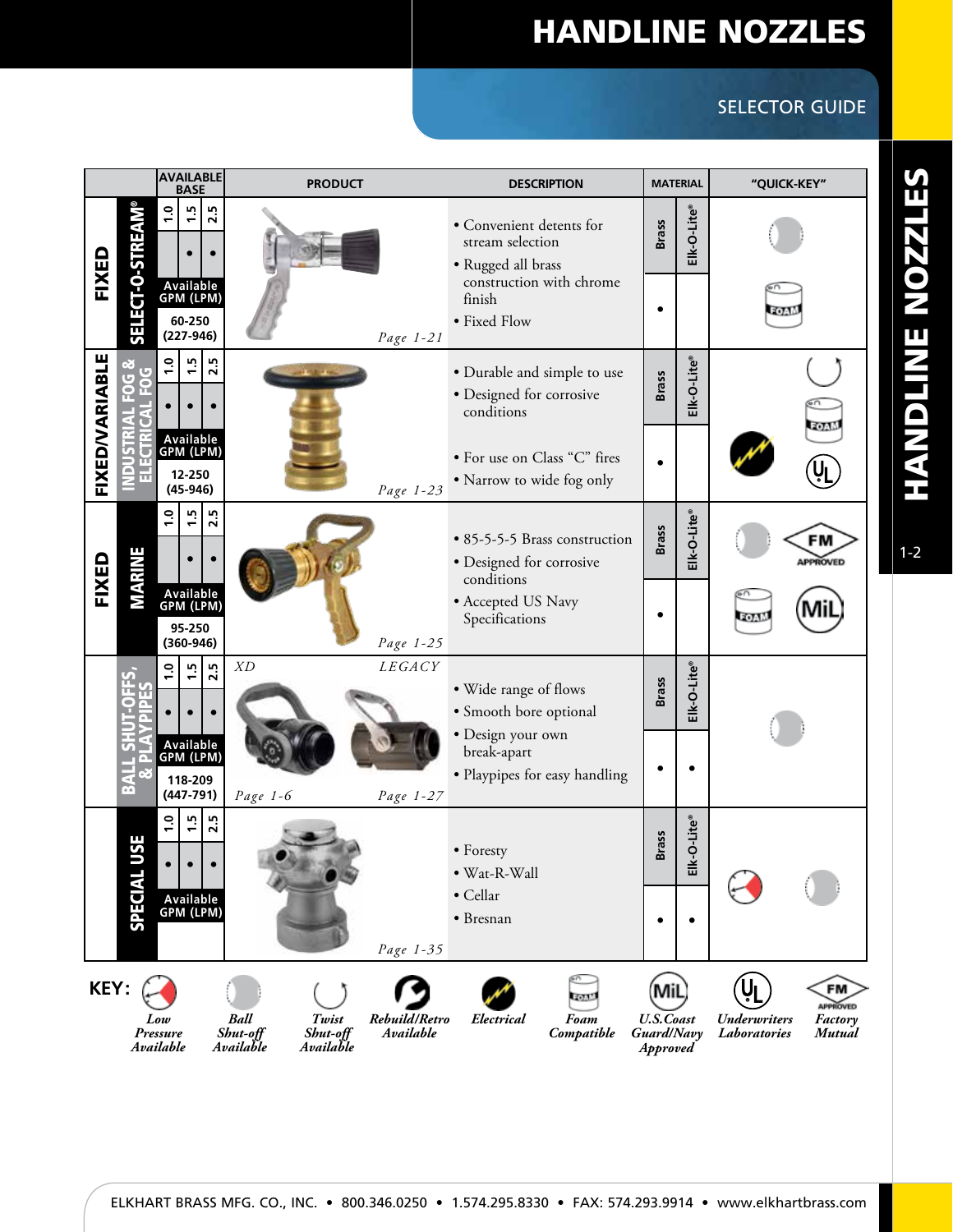# HANDLINE NOZZLES

## SELECTOR GUIDE

| | | AVAILABLE BASE 1.0 | 1.5 | 2.5 | Available GPM (LPM) | PRODUCT | DESCRIPTION | MATERIAL: Brass | Elk-O-Lite® | "QUICK-KEY" |
|---|---|---|---|---|---|---|---|---|---|---|
| FIXED | SELECT-O-STREAM® | | • | • | 60-250 (227-946) | Page 1-21 | • Convenient detents for stream selection<br>• Rugged all brass construction with chrome finish<br>• Fixed Flow | • | | Ball Shut-off Available; Foam Compatible |
| FIXED/VARIABLE | INDUSTRIAL FOG & ELECTRICAL FOG | • | • | • | 12-250 (45-946) | Page 1-23 | • Durable and simple to use<br>• Designed for corrosive conditions<br>• For use on Class "C" fires<br>• Narrow to wide fog only | • | | Twist Shut-off Available; Foam Compatible; Electrical; Underwriters Laboratories |
| FIXED | MARINE | | • | • | 95-250 (360-946) | Page 1-25 | • 85-5-5-5 Brass construction<br>• Designed for corrosive conditions<br>• Accepted US Navy Specifications | • | | Ball Shut-off Available; Factory Mutual; Foam Compatible; U.S. Coast Guard/Navy Approved |
| | BALL SHUT-OFFS, & PLAYPIPES | • | • | • | 118-209 (447-791) | XD Page 1-6; LEGACY Page 1-27 | • Wide range of flows<br>• Smooth bore optional<br>• Design your own break-apart<br>• Playpipes for easy handling | • | • | Ball Shut-off Available |
| | SPECIAL USE | • | • | • | | Page 1-35 | • Foresty<br>• Wat-R-Wall<br>• Cellar<br>• Bresnan | • | • | Low Pressure Available; Ball Shut-off Available |

**KEY:** Low Pressure Available; Ball Shut-off Available; Twist Shut-off Available; Rebuild/Retro Available; Electrical; Foam Compatible; U.S.Coast Guard/Navy Approved; Underwriters Laboratories; Factory Mutual

ELKHART BRASS MFG. CO., INC. • 800.346.0250 • 1.574.295.8330 • FAX: 574.293.9914 • www.elkhartbrass.com